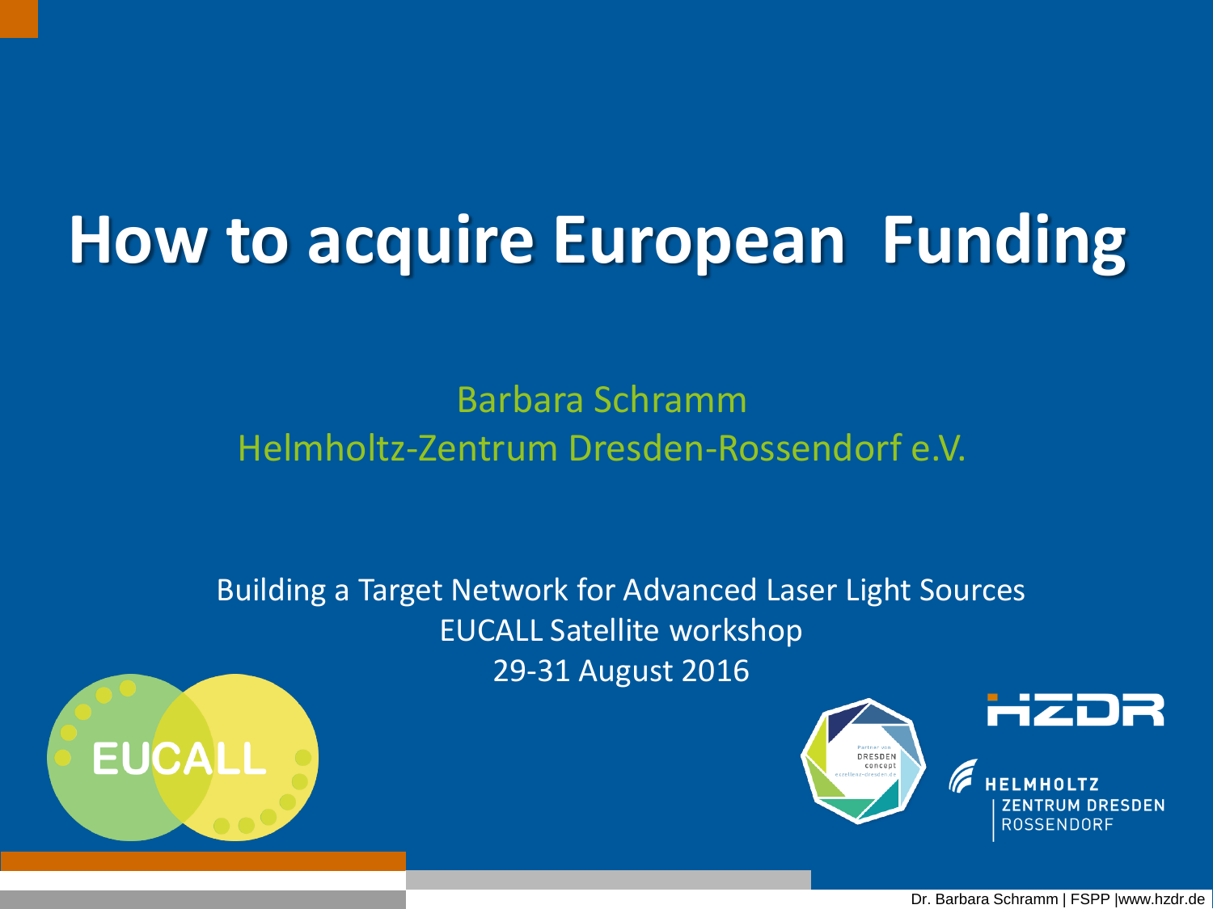# How to acquire European Funding

Barbara Schramm
Helmholtz-Zentrum Dresden-Rossendorf e.V.

Building a Target Network for Advanced Laser Light Sources
EUCALL Satellite workshop
29-31 August 2016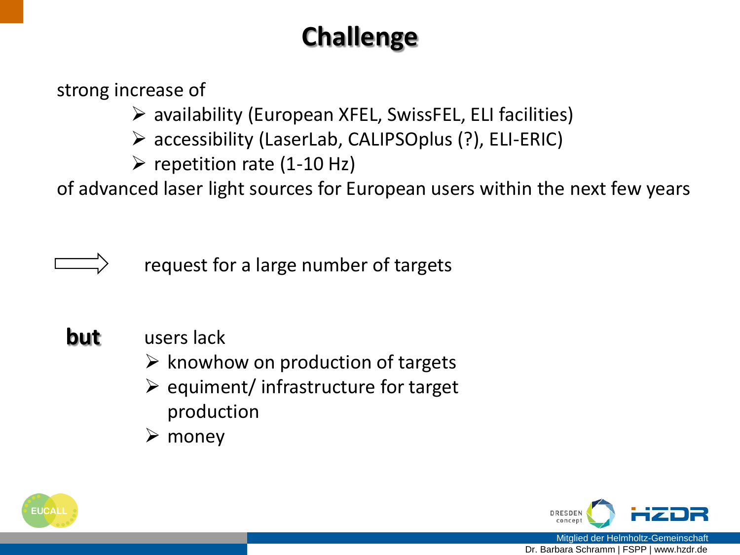# Challenge

strong increase of

- availability (European XFEL, SwissFEL, ELI facilities)
- accessibility (LaserLab, CALIPSOplus (?), ELI-ERIC)
- repetition rate (1-10 Hz)

of advanced laser light sources for European users within the next few years

⇨ request for a large number of targets

**but** users lack

- knowhow on production of targets
- equiment/ infrastructure for target production
- money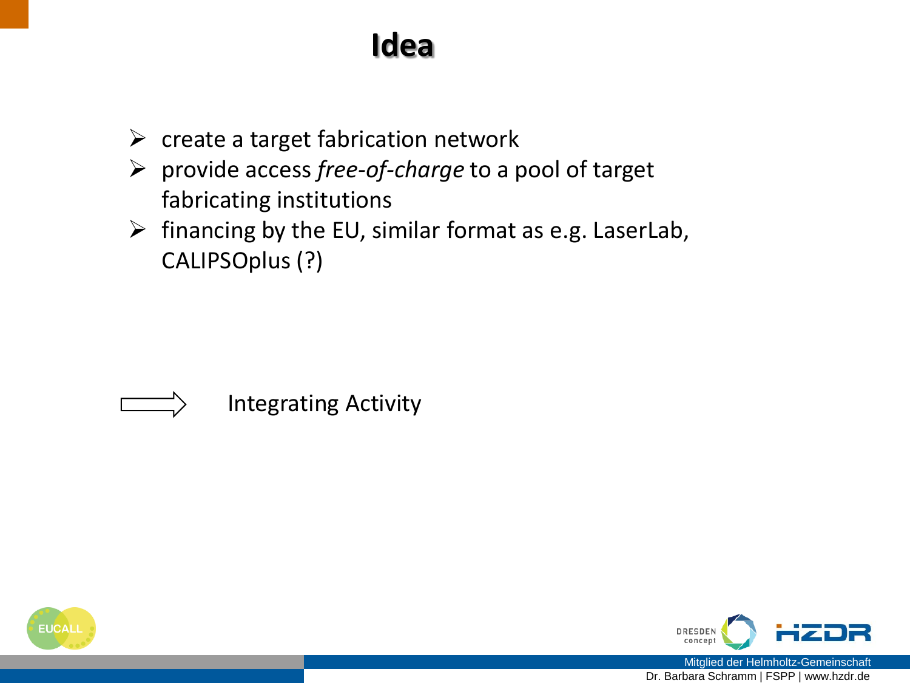# Idea

- create a target fabrication network
- provide access *free-of-charge* to a pool of target fabricating institutions
- financing by the EU, similar format as e.g. LaserLab, CALIPSOplus (?)

⇨ Integrating Activity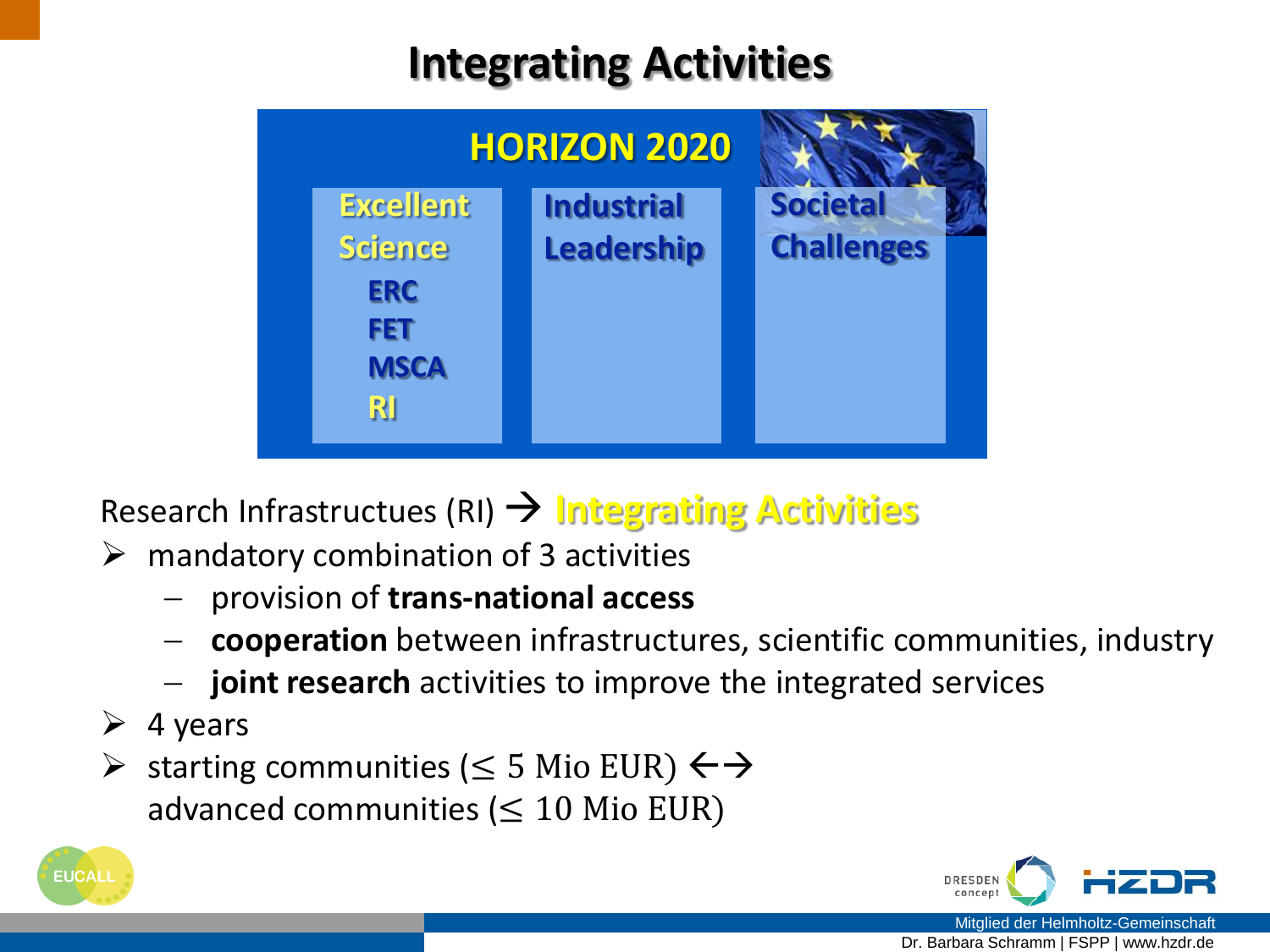# Integrating Activities

**HORIZON 2020**

| Excellent Science | Industrial Leadership | Societal Challenges |
| --- | --- | --- |
| ERC | | |
| FET | | |
| MSCA | | |
| RI | | |

Research Infrastructues (RI) → **Integrating Activities**

- mandatory combination of 3 activities
  - provision of **trans-national access**
  - **cooperation** between infrastructures, scientific communities, industry
  - **joint research** activities to improve the integrated services
- 4 years
- starting communities ($\leq$ 5 Mio EUR) ←→ advanced communities ($\leq$ 10 Mio EUR)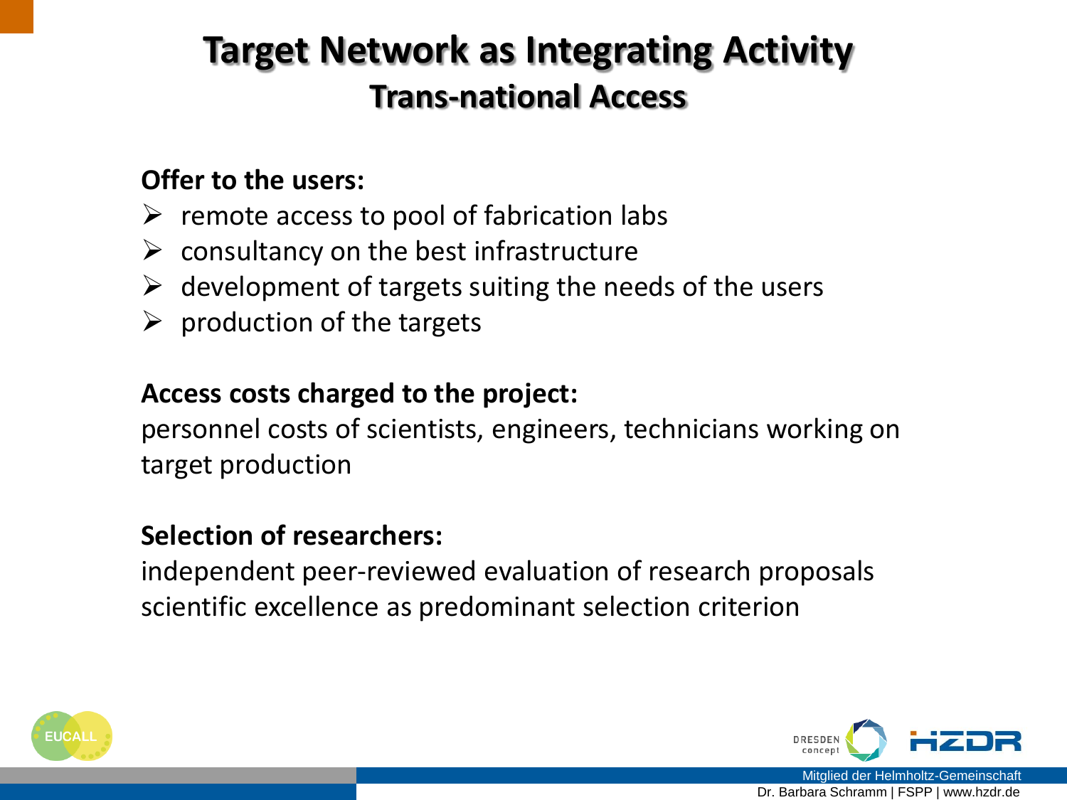# Target Network as Integrating Activity

## Trans-national Access

**Offer to the users:**

- remote access to pool of fabrication labs
- consultancy on the best infrastructure
- development of targets suiting the needs of the users
- production of the targets

**Access costs charged to the project:**

personnel costs of scientists, engineers, technicians working on target production

**Selection of researchers:**

independent peer-reviewed evaluation of research proposals
scientific excellence as predominant selection criterion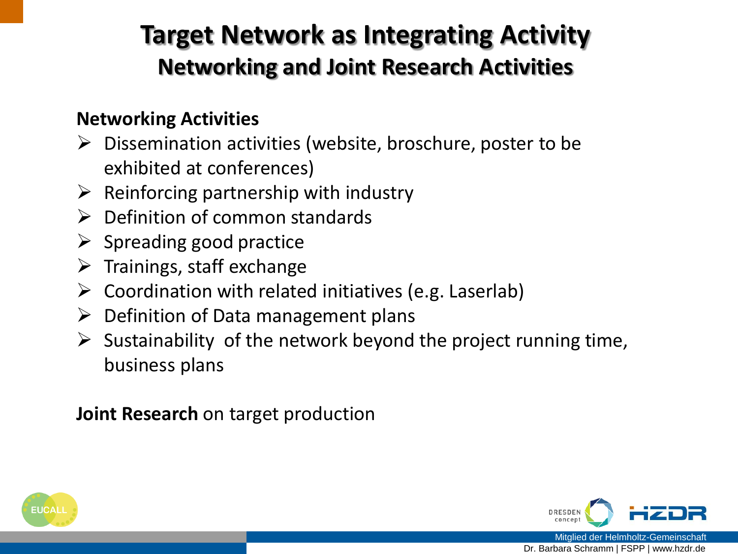# Target Network as Integrating Activity

## Networking and Joint Research Activities

**Networking Activities**

- Dissemination activities (website, broschure, poster to be exhibited at conferences)
- Reinforcing partnership with industry
- Definition of common standards
- Spreading good practice
- Trainings, staff exchange
- Coordination with related initiatives (e.g. Laserlab)
- Definition of Data management plans
- Sustainability of the network beyond the project running time, business plans

**Joint Research** on target production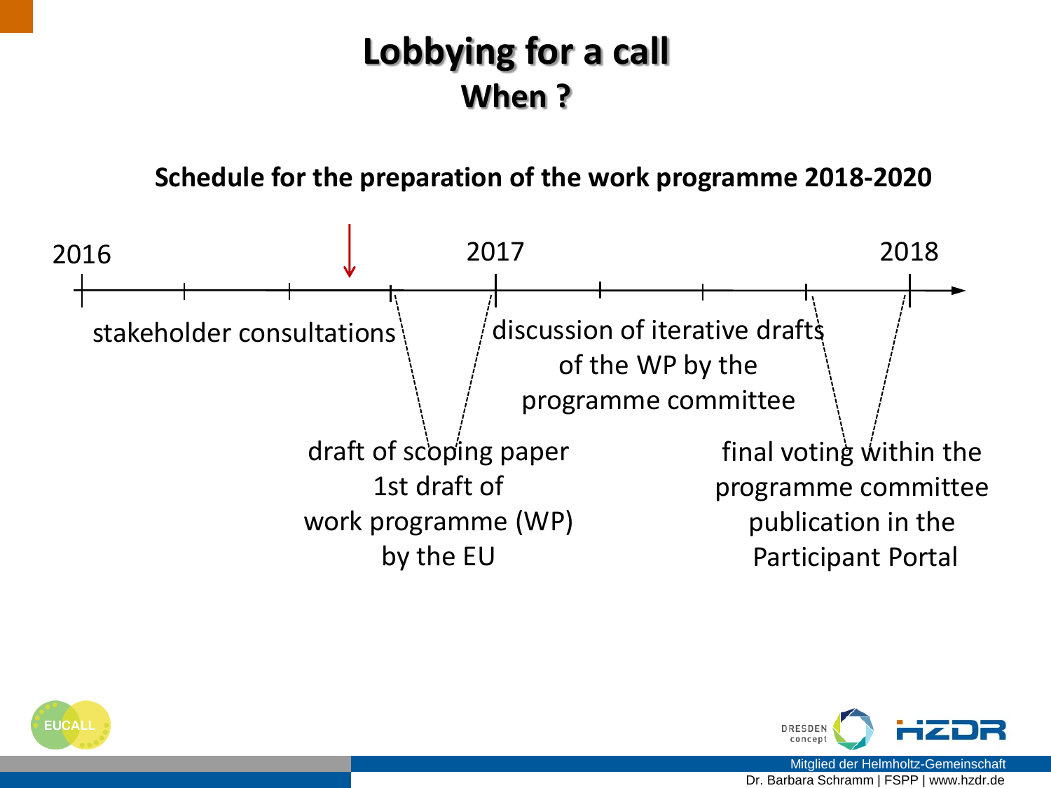# Lobbying for a call

## When ?

**Schedule for the preparation of the work programme 2018-2020**

2016 — 2017 — 2018

stakeholder consultations

draft of scoping paper
1st draft of
work programme (WP)
by the EU

discussion of iterative drafts
of the WP by the
programme committee

final voting within the
programme committee
publication in the
Participant Portal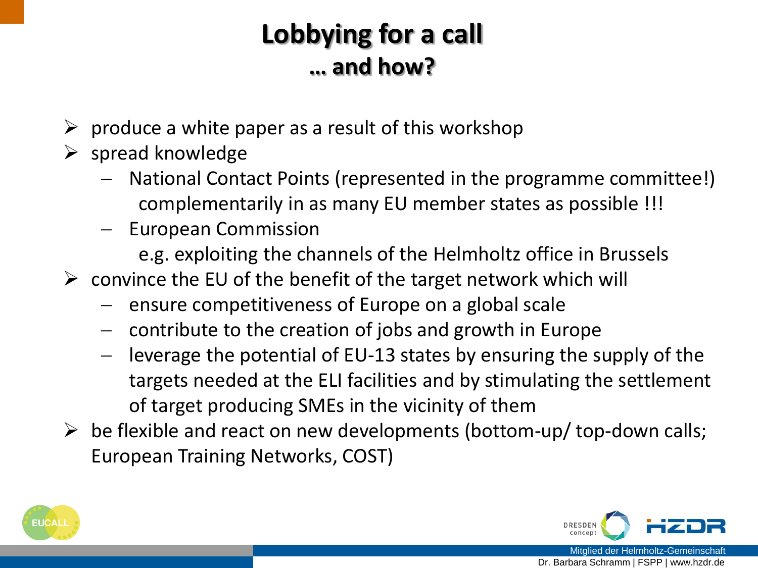# Lobbying for a call
## … and how?

- produce a white paper as a result of this workshop
- spread knowledge
  - National Contact Points (represented in the programme committee!) complementarily in as many EU member states as possible !!!
  - European Commission
    e.g. exploiting the channels of the Helmholtz office in Brussels
- convince the EU of the benefit of the target network which will
  - ensure competitiveness of Europe on a global scale
  - contribute to the creation of jobs and growth in Europe
  - leverage the potential of EU-13 states by ensuring the supply of the targets needed at the ELI facilities and by stimulating the settlement of target producing SMEs in the vicinity of them
- be flexible and react on new developments (bottom-up/ top-down calls; European Training Networks, COST)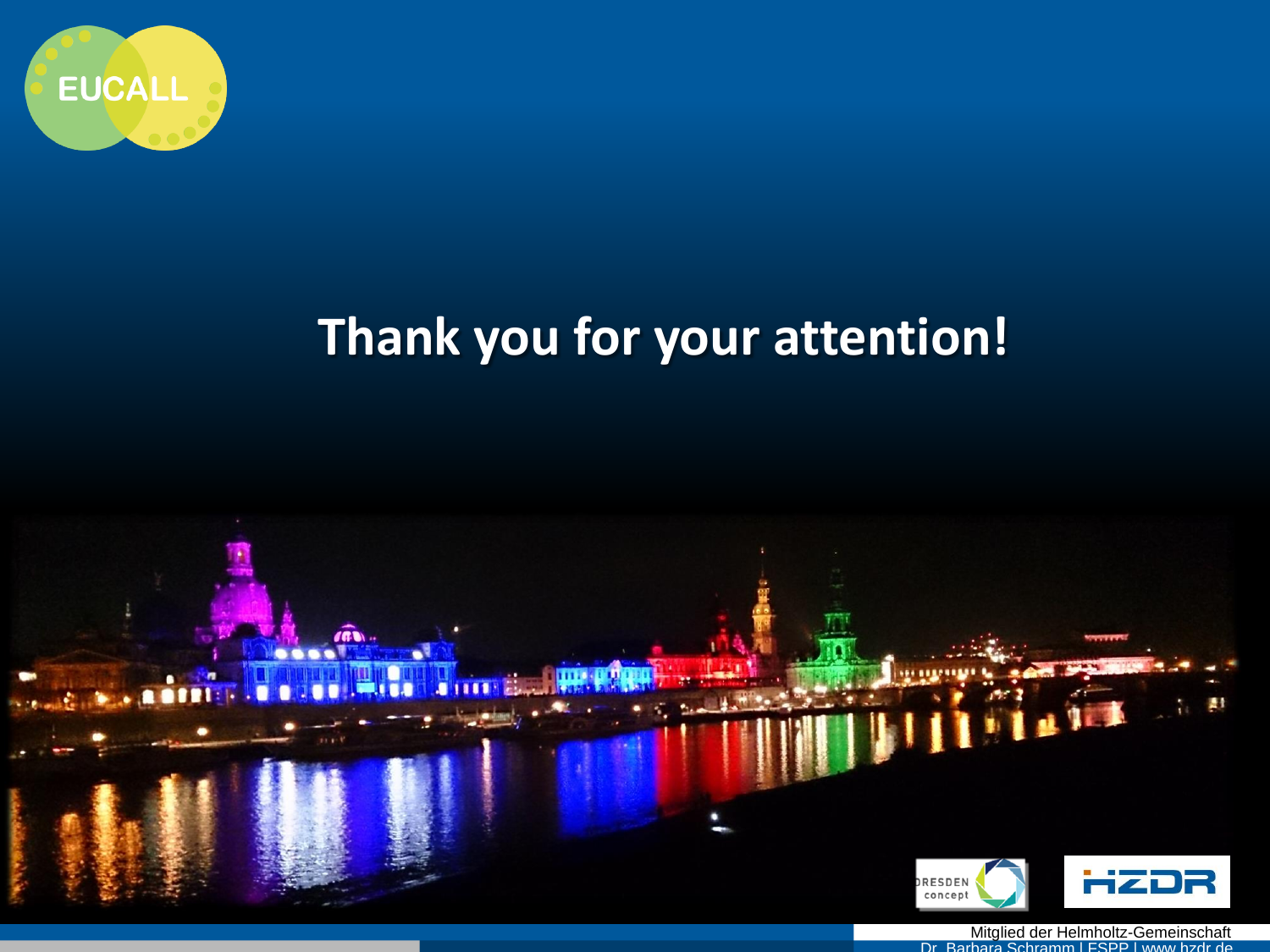# Thank you for your attention!